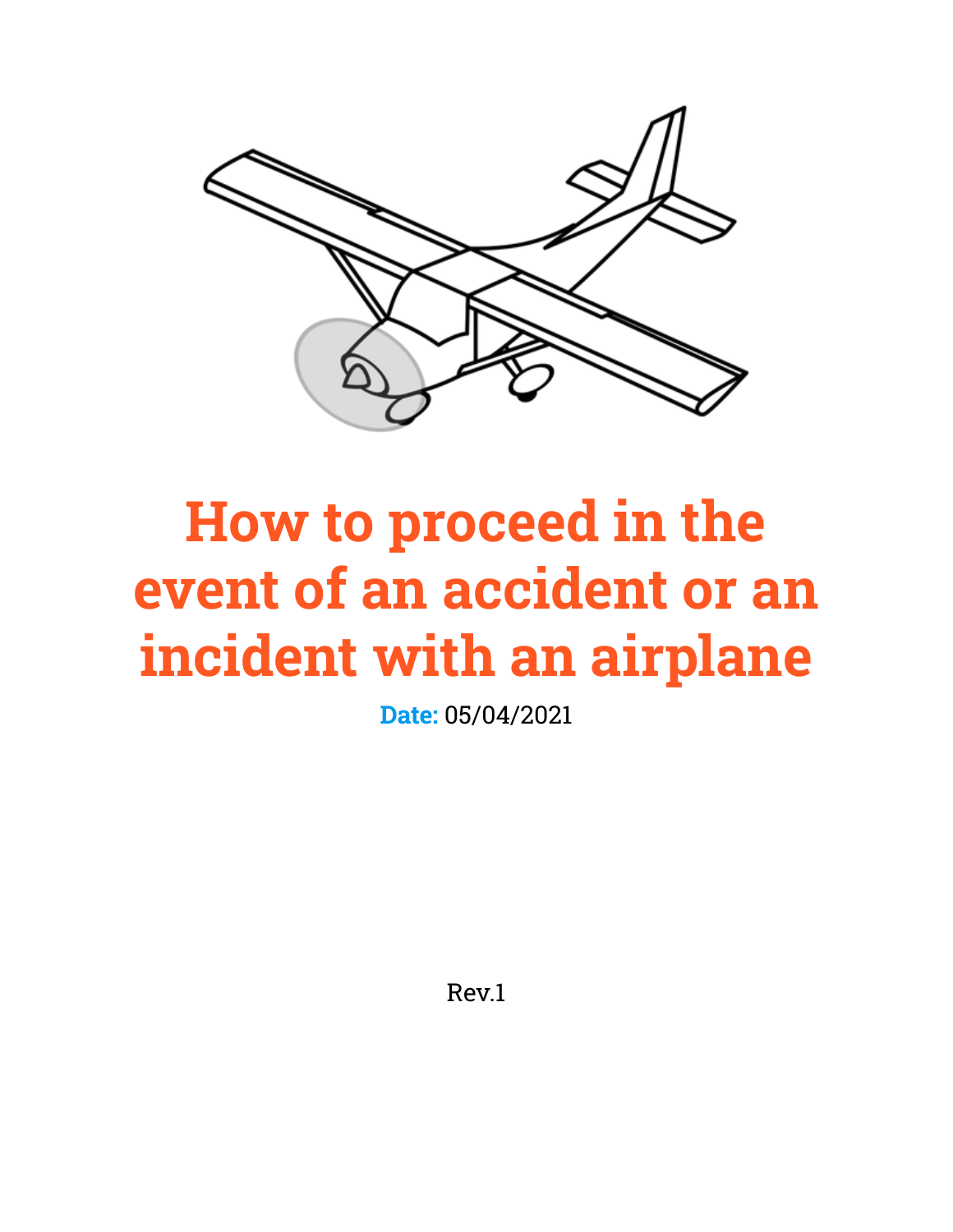# How to proceed in the event of an accident or an incident with an airplane

**Date:** 05/04/2021

Rev.1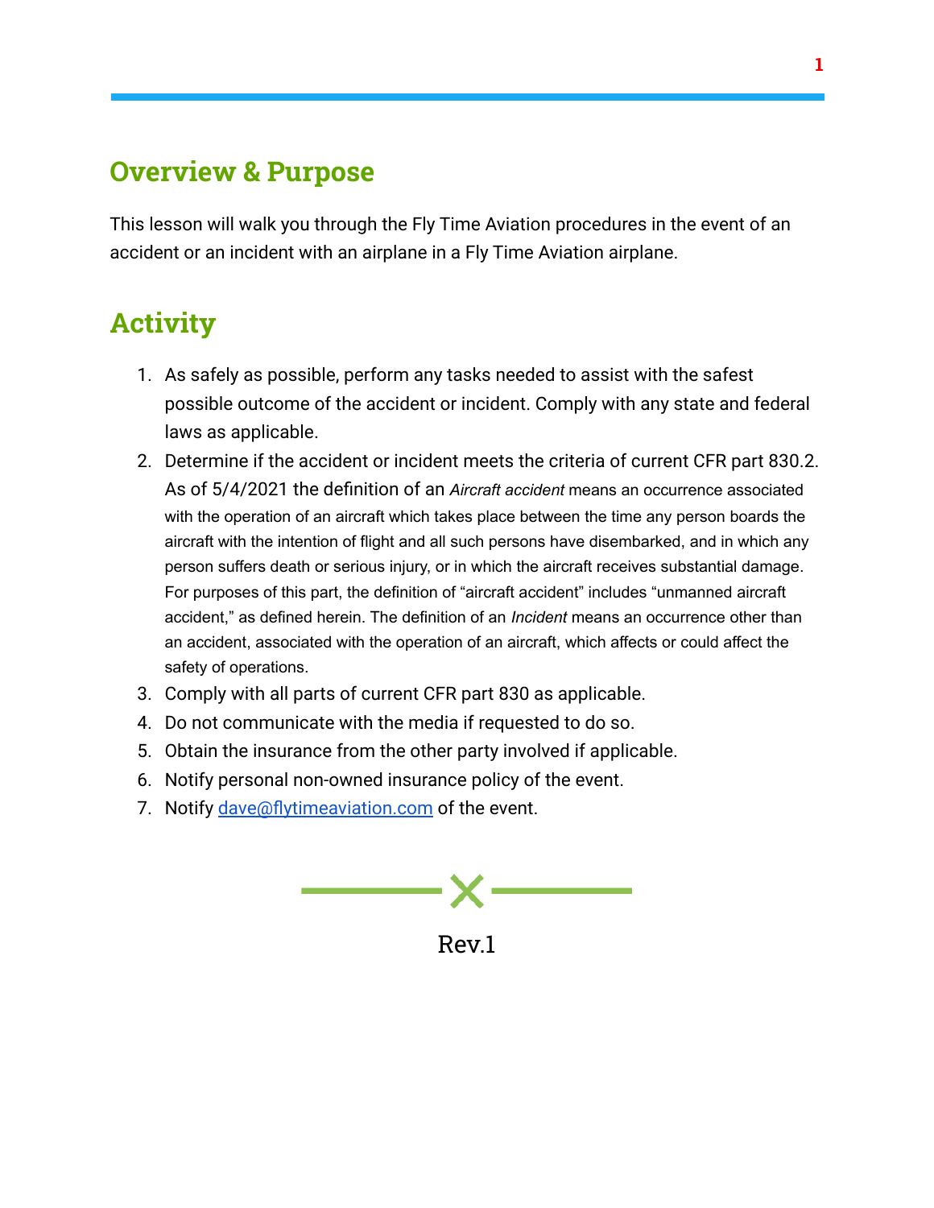## Overview & Purpose

This lesson will walk you through the Fly Time Aviation procedures in the event of an accident or an incident with an airplane in a Fly Time Aviation airplane.

## Activity

1. As safely as possible, perform any tasks needed to assist with the safest possible outcome of the accident or incident. Comply with any state and federal laws as applicable.
2. Determine if the accident or incident meets the criteria of current CFR part 830.2. As of 5/4/2021 the definition of an *Aircraft accident* means an occurrence associated with the operation of an aircraft which takes place between the time any person boards the aircraft with the intention of flight and all such persons have disembarked, and in which any person suffers death or serious injury, or in which the aircraft receives substantial damage. For purposes of this part, the definition of "aircraft accident" includes "unmanned aircraft accident," as defined herein. The definition of an *Incident* means an occurrence other than an accident, associated with the operation of an aircraft, which affects or could affect the safety of operations.
3. Comply with all parts of current CFR part 830 as applicable.
4. Do not communicate with the media if requested to do so.
5. Obtain the insurance from the other party involved if applicable.
6. Notify personal non-owned insurance policy of the event.
7. Notify [dave@flytimeaviation.com](mailto:dave@flytimeaviation.com) of the event.

Rev.1